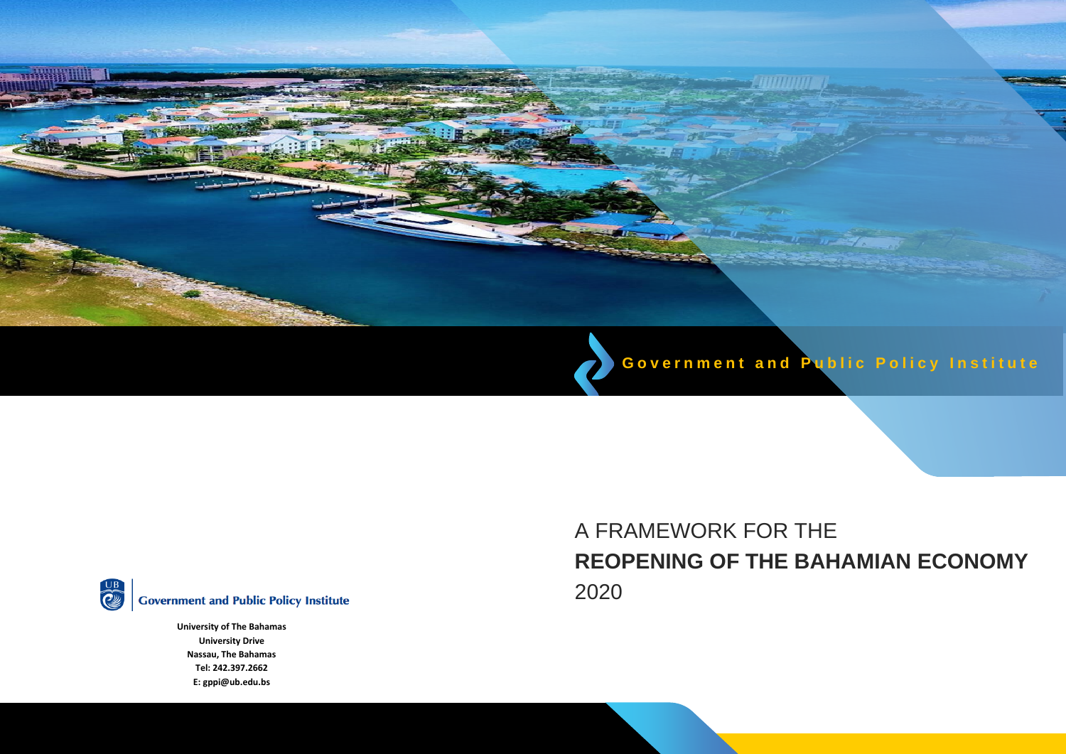Government and Public Policy Institute

# A FRAMEWORK FOR THE
# **REOPENING OF THE BAHAMIAN ECONOMY**
# 2020

Government and Public Policy Institute

**University of The Bahamas**
**University Drive**
**Nassau, The Bahamas**
**Tel: 242.397.2662**
**E: gppi@ub.edu.bs**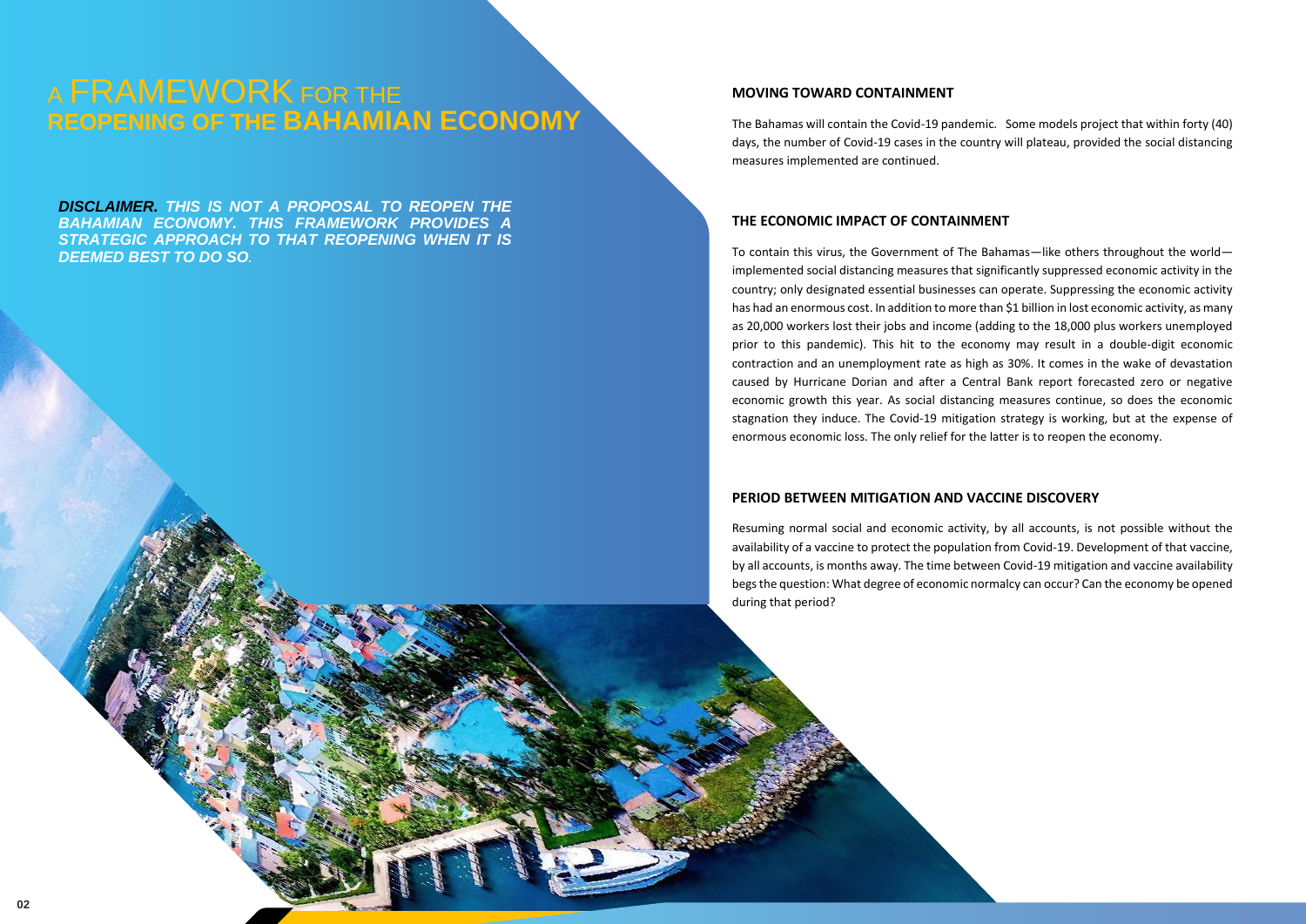# A FRAMEWORK FOR THE REOPENING OF THE BAHAMIAN ECONOMY

***DISCLAIMER. THIS IS NOT A PROPOSAL TO REOPEN THE BAHAMIAN ECONOMY. THIS FRAMEWORK PROVIDES A STRATEGIC APPROACH TO THAT REOPENING WHEN IT IS DEEMED BEST TO DO SO.***

## MOVING TOWARD CONTAINMENT

The Bahamas will contain the Covid-19 pandemic. Some models project that within forty (40) days, the number of Covid-19 cases in the country will plateau, provided the social distancing measures implemented are continued.

## THE ECONOMIC IMPACT OF CONTAINMENT

To contain this virus, the Government of The Bahamas—like others throughout the world—implemented social distancing measures that significantly suppressed economic activity in the country; only designated essential businesses can operate. Suppressing the economic activity has had an enormous cost. In addition to more than $1 billion in lost economic activity, as many as 20,000 workers lost their jobs and income (adding to the 18,000 plus workers unemployed prior to this pandemic). This hit to the economy may result in a double-digit economic contraction and an unemployment rate as high as 30%. It comes in the wake of devastation caused by Hurricane Dorian and after a Central Bank report forecasted zero or negative economic growth this year. As social distancing measures continue, so does the economic stagnation they induce. The Covid-19 mitigation strategy is working, but at the expense of enormous economic loss. The only relief for the latter is to reopen the economy.

## PERIOD BETWEEN MITIGATION AND VACCINE DISCOVERY

Resuming normal social and economic activity, by all accounts, is not possible without the availability of a vaccine to protect the population from Covid-19. Development of that vaccine, by all accounts, is months away. The time between Covid-19 mitigation and vaccine availability begs the question: What degree of economic normalcy can occur? Can the economy be opened during that period?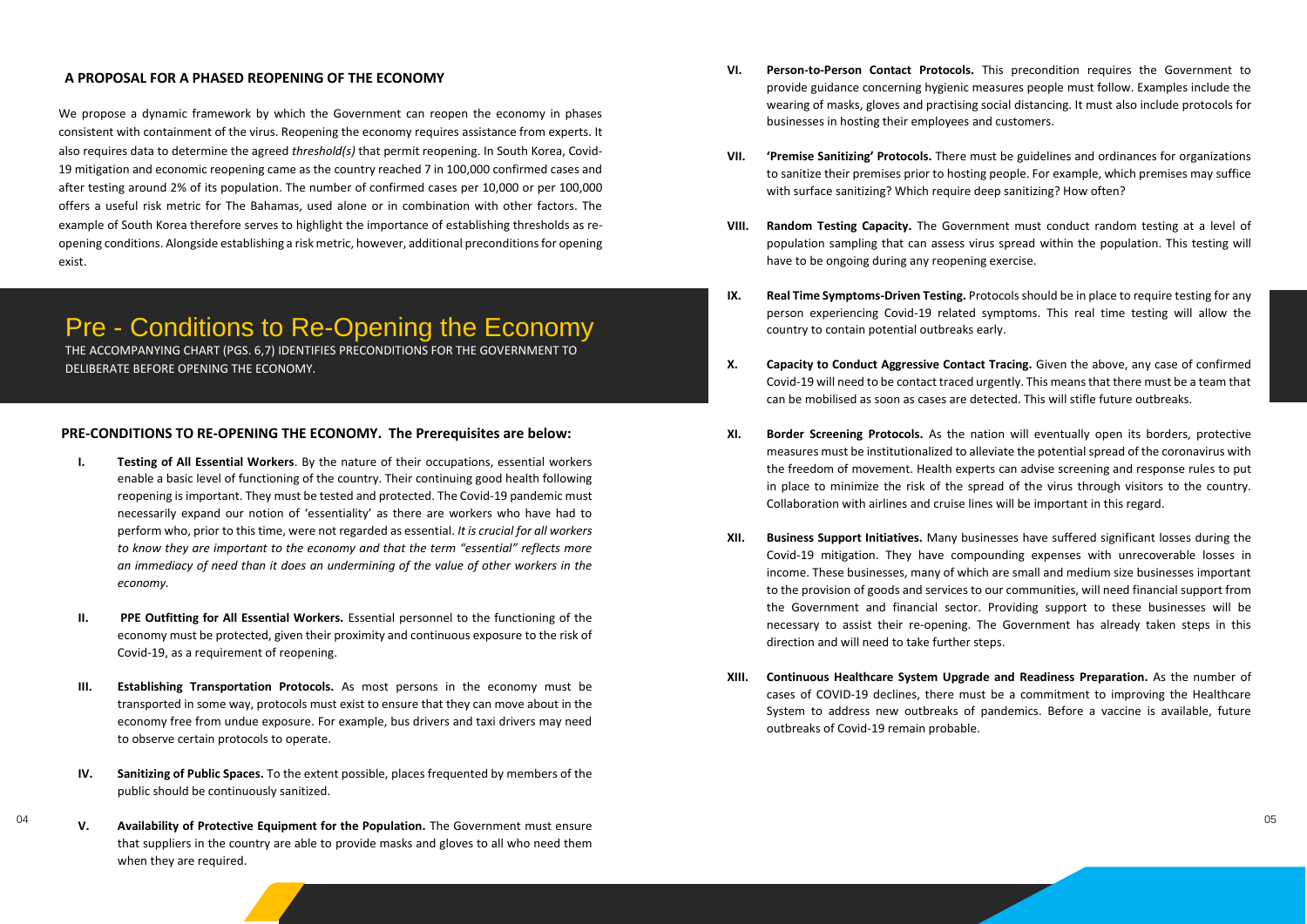## A PROPOSAL FOR A PHASED REOPENING OF THE ECONOMY

We propose a dynamic framework by which the Government can reopen the economy in phases consistent with containment of the virus. Reopening the economy requires assistance from experts. It also requires data to determine the agreed *threshold(s)* that permit reopening. In South Korea, Covid-19 mitigation and economic reopening came as the country reached 7 in 100,000 confirmed cases and after testing around 2% of its population. The number of confirmed cases per 10,000 or per 100,000 offers a useful risk metric for The Bahamas, used alone or in combination with other factors. The example of South Korea therefore serves to highlight the importance of establishing thresholds as re-opening conditions. Alongside establishing a risk metric, however, additional preconditions for opening exist.

# Pre - Conditions to Re-Opening the Economy

THE ACCOMPANYING CHART (PGS. 6,7) IDENTIFIES PRECONDITIONS FOR THE GOVERNMENT TO DELIBERATE BEFORE OPENING THE ECONOMY.

### PRE-CONDITIONS TO RE-OPENING THE ECONOMY. The Prerequisites are below:

**I. Testing of All Essential Workers**. By the nature of their occupations, essential workers enable a basic level of functioning of the country. Their continuing good health following reopening is important. They must be tested and protected. The Covid-19 pandemic must necessarily expand our notion of 'essentiality' as there are workers who have had to perform who, prior to this time, were not regarded as essential. *It is crucial for all workers to know they are important to the economy and that the term "essential" reflects more an immediacy of need than it does an undermining of the value of other workers in the economy.*

**II. PPE Outfitting for All Essential Workers.** Essential personnel to the functioning of the economy must be protected, given their proximity and continuous exposure to the risk of Covid-19, as a requirement of reopening.

**III. Establishing Transportation Protocols.** As most persons in the economy must be transported in some way, protocols must exist to ensure that they can move about in the economy free from undue exposure. For example, bus drivers and taxi drivers may need to observe certain protocols to operate.

**IV. Sanitizing of Public Spaces.** To the extent possible, places frequented by members of the public should be continuously sanitized.

**V. Availability of Protective Equipment for the Population.** The Government must ensure that suppliers in the country are able to provide masks and gloves to all who need them when they are required.

**VI. Person-to-Person Contact Protocols.** This precondition requires the Government to provide guidance concerning hygienic measures people must follow. Examples include the wearing of masks, gloves and practising social distancing. It must also include protocols for businesses in hosting their employees and customers.

**VII. 'Premise Sanitizing' Protocols.** There must be guidelines and ordinances for organizations to sanitize their premises prior to hosting people. For example, which premises may suffice with surface sanitizing? Which require deep sanitizing? How often?

**VIII. Random Testing Capacity.** The Government must conduct random testing at a level of population sampling that can assess virus spread within the population. This testing will have to be ongoing during any reopening exercise.

**IX. Real Time Symptoms-Driven Testing.** Protocols should be in place to require testing for any person experiencing Covid-19 related symptoms. This real time testing will allow the country to contain potential outbreaks early.

**X. Capacity to Conduct Aggressive Contact Tracing.** Given the above, any case of confirmed Covid-19 will need to be contact traced urgently. This means that there must be a team that can be mobilised as soon as cases are detected. This will stifle future outbreaks.

**XI. Border Screening Protocols.** As the nation will eventually open its borders, protective measures must be institutionalized to alleviate the potential spread of the coronavirus with the freedom of movement. Health experts can advise screening and response rules to put in place to minimize the risk of the spread of the virus through visitors to the country. Collaboration with airlines and cruise lines will be important in this regard.

**XII. Business Support Initiatives.** Many businesses have suffered significant losses during the Covid-19 mitigation. They have compounding expenses with unrecoverable losses in income. These businesses, many of which are small and medium size businesses important to the provision of goods and services to our communities, will need financial support from the Government and financial sector. Providing support to these businesses will be necessary to assist their re-opening. The Government has already taken steps in this direction and will need to take further steps.

**XIII. Continuous Healthcare System Upgrade and Readiness Preparation.** As the number of cases of COVID-19 declines, there must be a commitment to improving the Healthcare System to address new outbreaks of pandemics. Before a vaccine is available, future outbreaks of Covid-19 remain probable.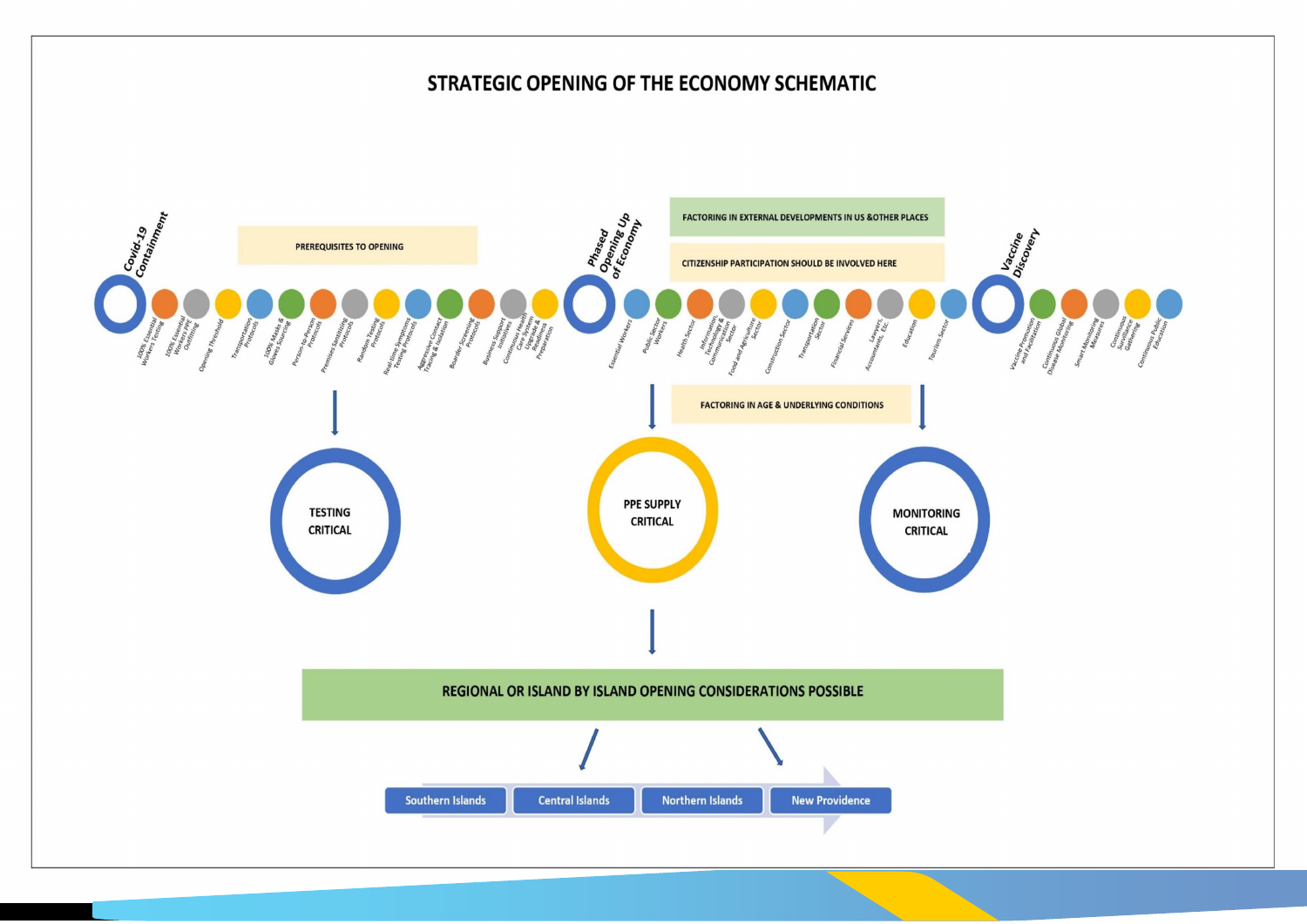# STRATEGIC OPENING OF THE ECONOMY SCHEMATIC

**Covid-19 Containment**

PREREQUISITES TO OPENING

100% Essential Workers Testing

100% Essential Workers PPE Outfitting

Opening Threshold

Transportation Protocols

100% Masks & Gloves Sourcing

Person-to-Person Protocols

Premises Sanitising Protocols

Random Testing Protocols

Real-time Symptoms Testing Protocols

Aggressive Contact Tracing & Isolation

Boarder Screening Protocols

Business Support Initiatives

Continuous Health Care System Upgrade & Readiness Preparation

**Phased Opening Up of Economy**

FACTORING IN EXTERNAL DEVELOPMENTS IN US &OTHER PLACES

CITIZENSHIP PARTICIPATION SHOULD BE INVOLVED HERE

Essential Workers

Public Sector Workers

Health Sector

Information Technology & Communication Sector

Food and Agriculture Sector

Construction Sector

Transportation Sector

Financial Services

Lawyers, Accountants, Etc.

Education

Tourism Sector

**Vaccine Discovery**

Vaccine Promotion and Facilitation

Continuous Global Disease Monitoring

Smart Monitoring Measures

Continuous Surveillance Gathering

Continuous Public Education

FACTORING IN AGE & UNDERLYING CONDITIONS

TESTING CRITICAL

PPE SUPPLY CRITICAL

MONITORING CRITICAL

REGIONAL OR ISLAND BY ISLAND OPENING CONSIDERATIONS POSSIBLE

Southern Islands

Central Islands

Northern Islands

New Providence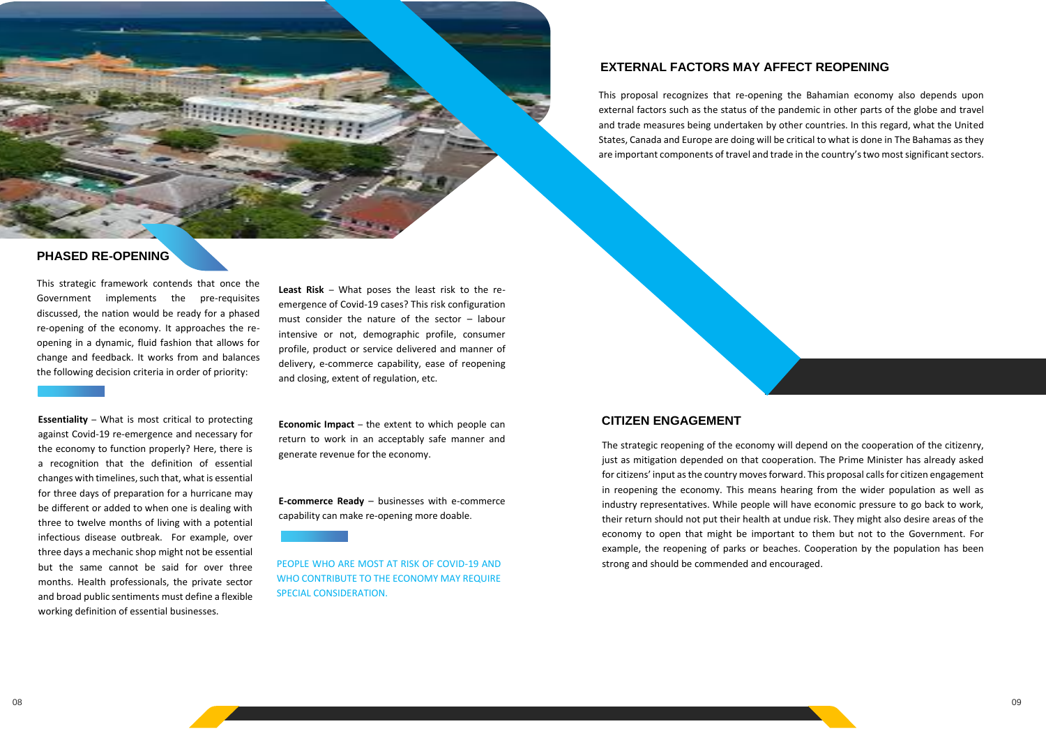## PHASED RE-OPENING

This strategic framework contends that once the Government implements the pre-requisites discussed, the nation would be ready for a phased re-opening of the economy. It approaches the re-opening in a dynamic, fluid fashion that allows for change and feedback. It works from and balances the following decision criteria in order of priority:

**Essentiality** – What is most critical to protecting against Covid-19 re-emergence and necessary for the economy to function properly? Here, there is a recognition that the definition of essential changes with timelines, such that, what is essential for three days of preparation for a hurricane may be different or added to when one is dealing with three to twelve months of living with a potential infectious disease outbreak. For example, over three days a mechanic shop might not be essential but the same cannot be said for over three months. Health professionals, the private sector and broad public sentiments must define a flexible working definition of essential businesses.

**Least Risk** – What poses the least risk to the re-emergence of Covid-19 cases? This risk configuration must consider the nature of the sector – labour intensive or not, demographic profile, consumer profile, product or service delivered and manner of delivery, e-commerce capability, ease of reopening and closing, extent of regulation, etc.

**Economic Impact** – the extent to which people can return to work in an acceptably safe manner and generate revenue for the economy.

**E-commerce Ready** – businesses with e-commerce capability can make re-opening more doable.

PEOPLE WHO ARE MOST AT RISK OF COVID-19 AND WHO CONTRIBUTE TO THE ECONOMY MAY REQUIRE SPECIAL CONSIDERATION.

## EXTERNAL FACTORS MAY AFFECT REOPENING

This proposal recognizes that re-opening the Bahamian economy also depends upon external factors such as the status of the pandemic in other parts of the globe and travel and trade measures being undertaken by other countries. In this regard, what the United States, Canada and Europe are doing will be critical to what is done in The Bahamas as they are important components of travel and trade in the country's two most significant sectors.

## CITIZEN ENGAGEMENT

The strategic reopening of the economy will depend on the cooperation of the citizenry, just as mitigation depended on that cooperation. The Prime Minister has already asked for citizens' input as the country moves forward. This proposal calls for citizen engagement in reopening the economy. This means hearing from the wider population as well as industry representatives. While people will have economic pressure to go back to work, their return should not put their health at undue risk. They might also desire areas of the economy to open that might be important to them but not to the Government. For example, the reopening of parks or beaches. Cooperation by the population has been strong and should be commended and encouraged.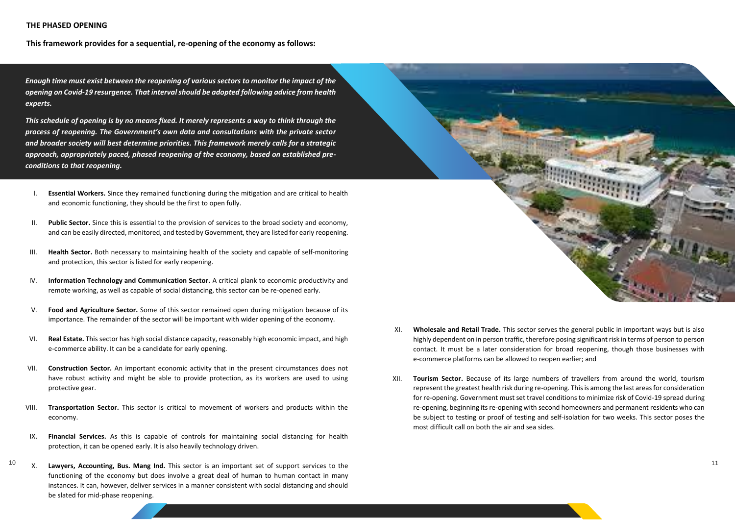## THE PHASED OPENING

**This framework provides for a sequential, re-opening of the economy as follows:**

***Enough time must exist between the reopening of various sectors to monitor the impact of the opening on Covid-19 resurgence. That interval should be adopted following advice from health experts.***

***This schedule of opening is by no means fixed. It merely represents a way to think through the process of reopening. The Government's own data and consultations with the private sector and broader society will best determine priorities. This framework merely calls for a strategic approach, appropriately paced, phased reopening of the economy, based on established pre-conditions to that reopening.***

I. **Essential Workers.** Since they remained functioning during the mitigation and are critical to health and economic functioning, they should be the first to open fully.

II. **Public Sector.** Since this is essential to the provision of services to the broad society and economy, and can be easily directed, monitored, and tested by Government, they are listed for early reopening.

III. **Health Sector.** Both necessary to maintaining health of the society and capable of self-monitoring and protection, this sector is listed for early reopening.

IV. **Information Technology and Communication Sector.** A critical plank to economic productivity and remote working, as well as capable of social distancing, this sector can be re-opened early.

V. **Food and Agriculture Sector.** Some of this sector remained open during mitigation because of its importance. The remainder of the sector will be important with wider opening of the economy.

VI. **Real Estate.** This sector has high social distance capacity, reasonably high economic impact, and high e-commerce ability. It can be a candidate for early opening.

VII. **Construction Sector.** An important economic activity that in the present circumstances does not have robust activity and might be able to provide protection, as its workers are used to using protective gear.

VIII. **Transportation Sector.** This sector is critical to movement of workers and products within the economy.

IX. **Financial Services.** As this is capable of controls for maintaining social distancing for health protection, it can be opened early. It is also heavily technology driven.

X. **Lawyers, Accounting, Bus. Mang Ind.** This sector is an important set of support services to the functioning of the economy but does involve a great deal of human to human contact in many instances. It can, however, deliver services in a manner consistent with social distancing and should be slated for mid-phase reopening.

XI. **Wholesale and Retail Trade.** This sector serves the general public in important ways but is also highly dependent on in person traffic, therefore posing significant risk in terms of person to person contact. It must be a later consideration for broad reopening, though those businesses with e-commerce platforms can be allowed to reopen earlier; and

XII. **Tourism Sector.** Because of its large numbers of travellers from around the world, tourism represent the greatest health risk during re-opening. This is among the last areas for consideration for re-opening. Government must set travel conditions to minimize risk of Covid-19 spread during re-opening, beginning its re-opening with second homeowners and permanent residents who can be subject to testing or proof of testing and self-isolation for two weeks. This sector poses the most difficult call on both the air and sea sides.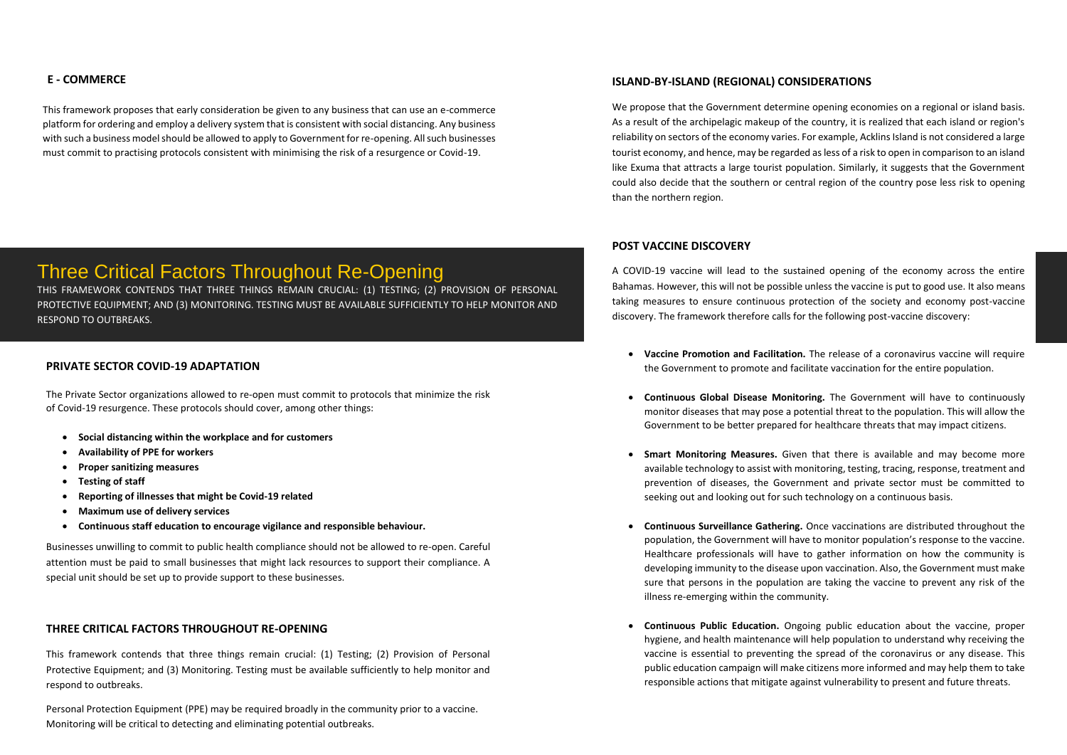## E - COMMERCE

This framework proposes that early consideration be given to any business that can use an e-commerce platform for ordering and employ a delivery system that is consistent with social distancing. Any business with such a business model should be allowed to apply to Government for re-opening. All such businesses must commit to practising protocols consistent with minimising the risk of a resurgence or Covid-19.

# Three Critical Factors Throughout Re-Opening

THIS FRAMEWORK CONTENDS THAT THREE THINGS REMAIN CRUCIAL: (1) TESTING; (2) PROVISION OF PERSONAL PROTECTIVE EQUIPMENT; AND (3) MONITORING. TESTING MUST BE AVAILABLE SUFFICIENTLY TO HELP MONITOR AND RESPOND TO OUTBREAKS.

## PRIVATE SECTOR COVID-19 ADAPTATION

The Private Sector organizations allowed to re-open must commit to protocols that minimize the risk of Covid-19 resurgence. These protocols should cover, among other things:

- **Social distancing within the workplace and for customers**
- **Availability of PPE for workers**
- **Proper sanitizing measures**
- **Testing of staff**
- **Reporting of illnesses that might be Covid-19 related**
- **Maximum use of delivery services**
- **Continuous staff education to encourage vigilance and responsible behaviour.**

Businesses unwilling to commit to public health compliance should not be allowed to re-open. Careful attention must be paid to small businesses that might lack resources to support their compliance. A special unit should be set up to provide support to these businesses.

## THREE CRITICAL FACTORS THROUGHOUT RE-OPENING

This framework contends that three things remain crucial: (1) Testing; (2) Provision of Personal Protective Equipment; and (3) Monitoring. Testing must be available sufficiently to help monitor and respond to outbreaks.

Personal Protection Equipment (PPE) may be required broadly in the community prior to a vaccine. Monitoring will be critical to detecting and eliminating potential outbreaks.

## ISLAND-BY-ISLAND (REGIONAL) CONSIDERATIONS

We propose that the Government determine opening economies on a regional or island basis. As a result of the archipelagic makeup of the country, it is realized that each island or region's reliability on sectors of the economy varies. For example, Acklins Island is not considered a large tourist economy, and hence, may be regarded as less of a risk to open in comparison to an island like Exuma that attracts a large tourist population. Similarly, it suggests that the Government could also decide that the southern or central region of the country pose less risk to opening than the northern region.

## POST VACCINE DISCOVERY

A COVID-19 vaccine will lead to the sustained opening of the economy across the entire Bahamas. However, this will not be possible unless the vaccine is put to good use. It also means taking measures to ensure continuous protection of the society and economy post-vaccine discovery. The framework therefore calls for the following post-vaccine discovery:

- **Vaccine Promotion and Facilitation.** The release of a coronavirus vaccine will require the Government to promote and facilitate vaccination for the entire population.
- **Continuous Global Disease Monitoring.** The Government will have to continuously monitor diseases that may pose a potential threat to the population. This will allow the Government to be better prepared for healthcare threats that may impact citizens.
- **Smart Monitoring Measures.** Given that there is available and may become more available technology to assist with monitoring, testing, tracing, response, treatment and prevention of diseases, the Government and private sector must be committed to seeking out and looking out for such technology on a continuous basis.
- **Continuous Surveillance Gathering.** Once vaccinations are distributed throughout the population, the Government will have to monitor population's response to the vaccine. Healthcare professionals will have to gather information on how the community is developing immunity to the disease upon vaccination. Also, the Government must make sure that persons in the population are taking the vaccine to prevent any risk of the illness re-emerging within the community.
- **Continuous Public Education.** Ongoing public education about the vaccine, proper hygiene, and health maintenance will help population to understand why receiving the vaccine is essential to preventing the spread of the coronavirus or any disease. This public education campaign will make citizens more informed and may help them to take responsible actions that mitigate against vulnerability to present and future threats.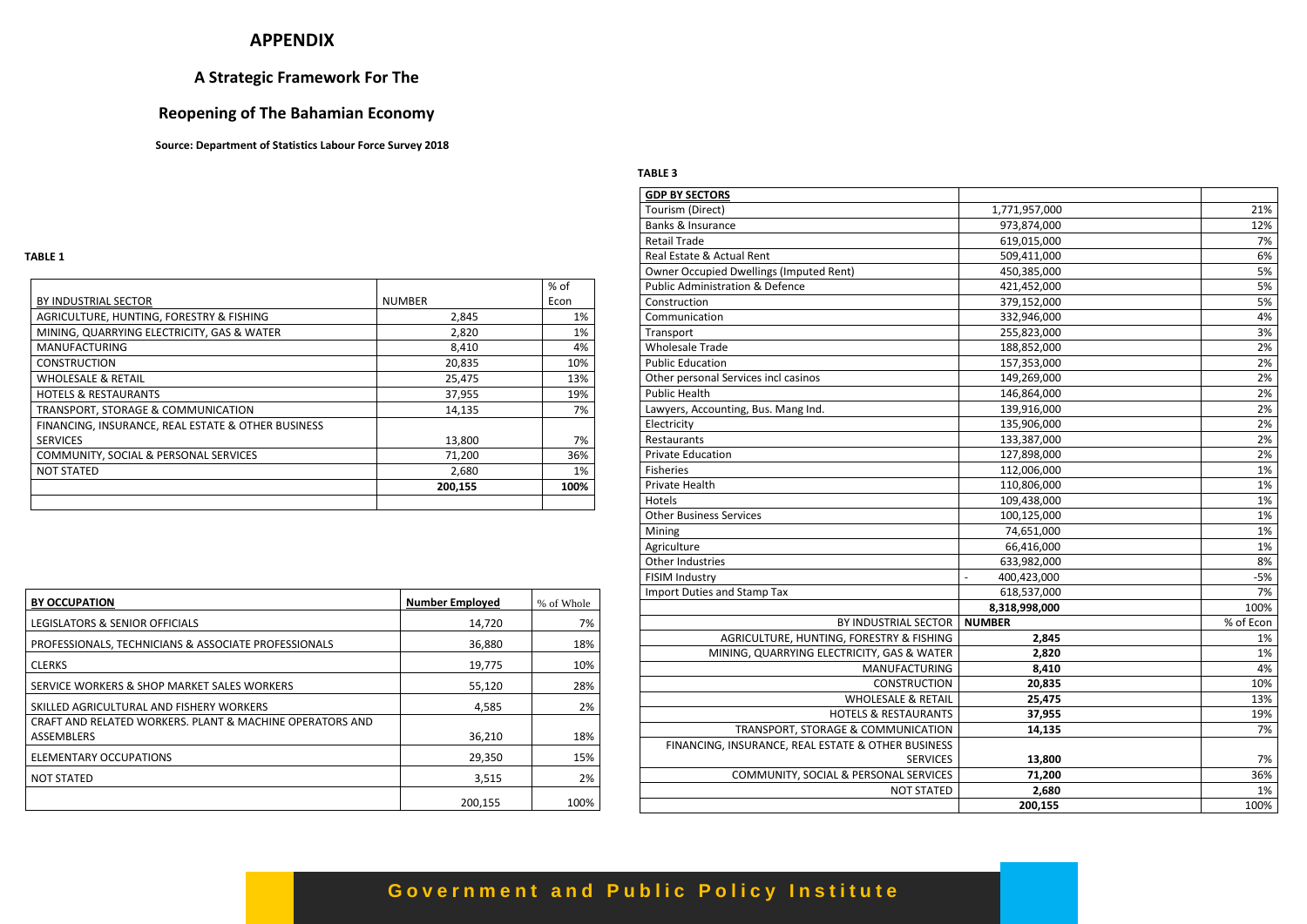# APPENDIX

## A Strategic Framework For The

## Reopening of The Bahamian Economy

**Source: Department of Statistics Labour Force Survey 2018**

**TABLE 1**

| BY INDUSTRIAL SECTOR | NUMBER | % of Econ |
|---|---|---|
| AGRICULTURE, HUNTING, FORESTRY & FISHING | 2,845 | 1% |
| MINING, QUARRYING ELECTRICITY, GAS & WATER | 2,820 | 1% |
| MANUFACTURING | 8,410 | 4% |
| CONSTRUCTION | 20,835 | 10% |
| WHOLESALE & RETAIL | 25,475 | 13% |
| HOTELS & RESTAURANTS | 37,955 | 19% |
| TRANSPORT, STORAGE & COMMUNICATION | 14,135 | 7% |
| FINANCING, INSURANCE, REAL ESTATE & OTHER BUSINESS SERVICES | 13,800 | 7% |
| COMMUNITY, SOCIAL & PERSONAL SERVICES | 71,200 | 36% |
| NOT STATED | 2,680 | 1% |
| | **200,155** | **100%** |

| BY OCCUPATION | Number Employed | % of Whole |
|---|---|---|
| LEGISLATORS & SENIOR OFFICIALS | 14,720 | 7% |
| PROFESSIONALS, TECHNICIANS & ASSOCIATE PROFESSIONALS | 36,880 | 18% |
| CLERKS | 19,775 | 10% |
| SERVICE WORKERS & SHOP MARKET SALES WORKERS | 55,120 | 28% |
| SKILLED AGRICULTURAL AND FISHERY WORKERS | 4,585 | 2% |
| CRAFT AND RELATED WORKERS. PLANT & MACHINE OPERATORS AND ASSEMBLERS | 36,210 | 18% |
| ELEMENTARY OCCUPATIONS | 29,350 | 15% |
| NOT STATED | 3,515 | 2% |
| | 200,155 | 100% |

**TABLE 3**

| GDP BY SECTORS | | |
|---|---|---|
| Tourism (Direct) | 1,771,957,000 | 21% |
| Banks & Insurance | 973,874,000 | 12% |
| Retail Trade | 619,015,000 | 7% |
| Real Estate & Actual Rent | 509,411,000 | 6% |
| Owner Occupied Dwellings (Imputed Rent) | 450,385,000 | 5% |
| Public Administration & Defence | 421,452,000 | 5% |
| Construction | 379,152,000 | 5% |
| Communication | 332,946,000 | 4% |
| Transport | 255,823,000 | 3% |
| Wholesale Trade | 188,852,000 | 2% |
| Public Education | 157,353,000 | 2% |
| Other personal Services incl casinos | 149,269,000 | 2% |
| Public Health | 146,864,000 | 2% |
| Lawyers, Accounting, Bus. Mang Ind. | 139,916,000 | 2% |
| Electricity | 135,906,000 | 2% |
| Restaurants | 133,387,000 | 2% |
| Private Education | 127,898,000 | 2% |
| Fisheries | 112,006,000 | 1% |
| Private Health | 110,806,000 | 1% |
| Hotels | 109,438,000 | 1% |
| Other Business Services | 100,125,000 | 1% |
| Mining | 74,651,000 | 1% |
| Agriculture | 66,416,000 | 1% |
| Other Industries | 633,982,000 | 8% |
| FISIM Industry | - 400,423,000 | -5% |
| Import Duties and Stamp Tax | 618,537,000 | 7% |
| | **8,318,998,000** | 100% |
| BY INDUSTRIAL SECTOR | **NUMBER** | % of Econ |
| AGRICULTURE, HUNTING, FORESTRY & FISHING | **2,845** | 1% |
| MINING, QUARRYING ELECTRICITY, GAS & WATER | **2,820** | 1% |
| MANUFACTURING | **8,410** | 4% |
| CONSTRUCTION | **20,835** | 10% |
| WHOLESALE & RETAIL | **25,475** | 13% |
| HOTELS & RESTAURANTS | **37,955** | 19% |
| TRANSPORT, STORAGE & COMMUNICATION | **14,135** | 7% |
| FINANCING, INSURANCE, REAL ESTATE & OTHER BUSINESS SERVICES | **13,800** | 7% |
| COMMUNITY, SOCIAL & PERSONAL SERVICES | **71,200** | 36% |
| NOT STATED | **2,680** | 1% |
| | **200,155** | 100% |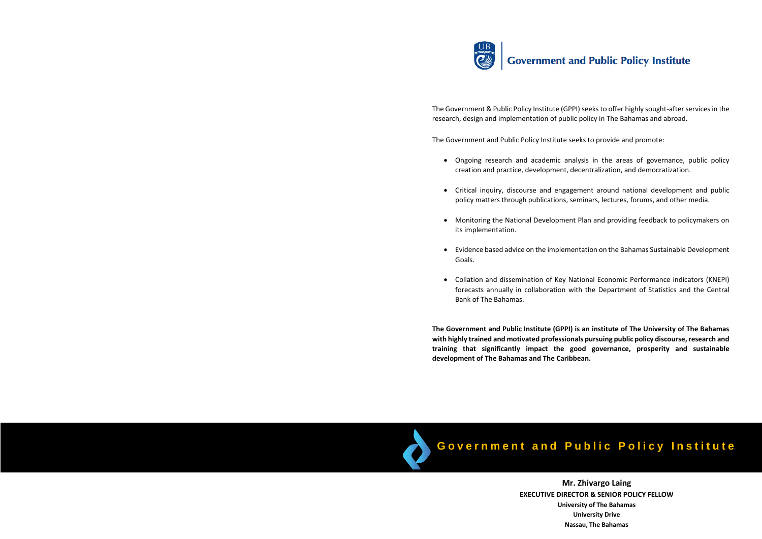# Government and Public Policy Institute

The Government & Public Policy Institute (GPPI) seeks to offer highly sought-after services in the research, design and implementation of public policy in The Bahamas and abroad.

The Government and Public Policy Institute seeks to provide and promote:

- Ongoing research and academic analysis in the areas of governance, public policy creation and practice, development, decentralization, and democratization.
- Critical inquiry, discourse and engagement around national development and public policy matters through publications, seminars, lectures, forums, and other media.
- Monitoring the National Development Plan and providing feedback to policymakers on its implementation.
- Evidence based advice on the implementation on the Bahamas Sustainable Development Goals.
- Collation and dissemination of Key National Economic Performance indicators (KNEPI) forecasts annually in collaboration with the Department of Statistics and the Central Bank of The Bahamas.

**The Government and Public Institute (GPPI) is an institute of The University of The Bahamas with highly trained and motivated professionals pursuing public policy discourse, research and training that significantly impact the good governance, prosperity and sustainable development of The Bahamas and The Caribbean.**

**Government and Public Policy Institute**

**Mr. Zhivargo Laing**
**EXECUTIVE DIRECTOR & SENIOR POLICY FELLOW**
**University of The Bahamas**
**University Drive**
**Nassau, The Bahamas**